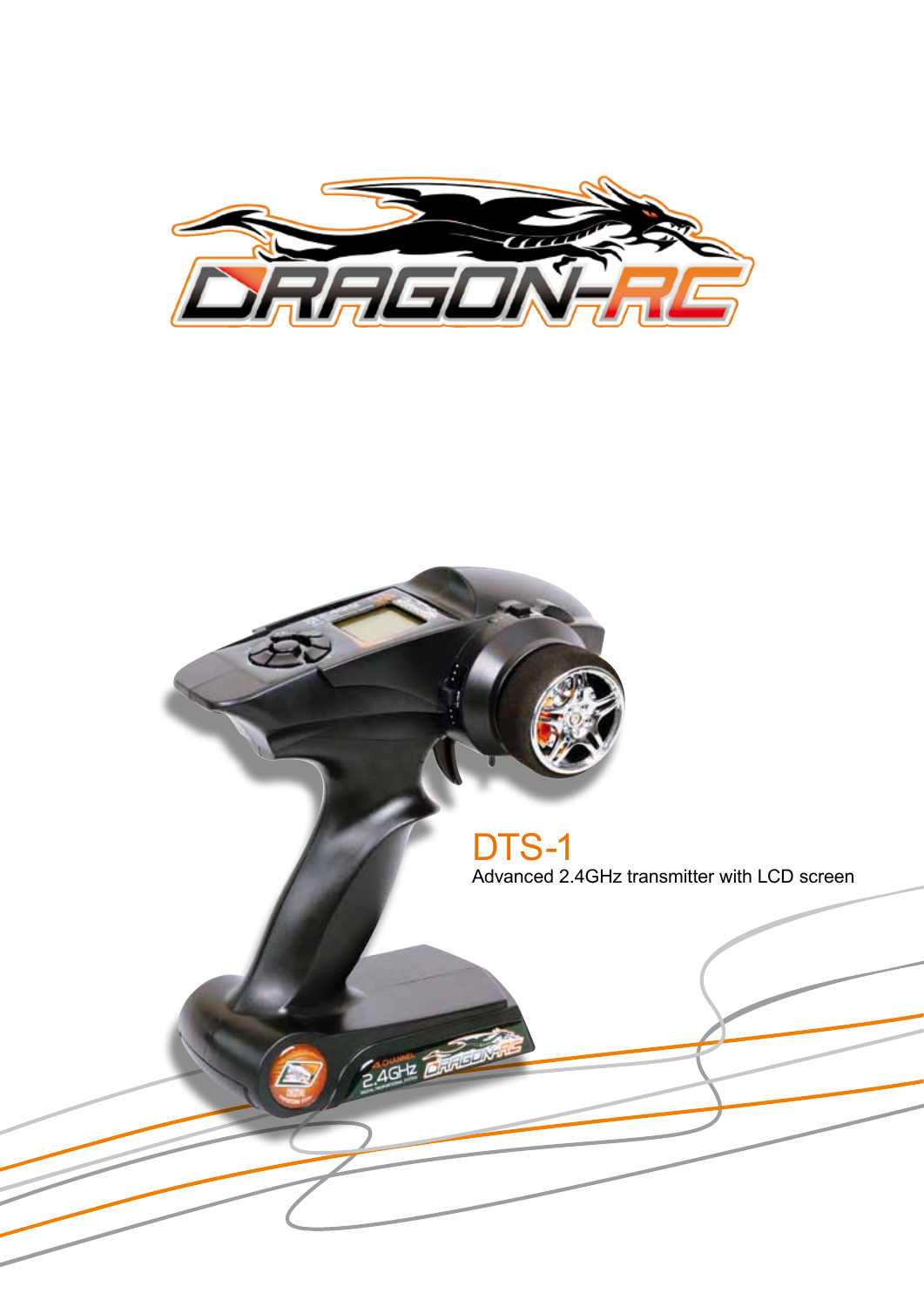# DTS-1

Advanced 2.4GHz transmitter with LCD screen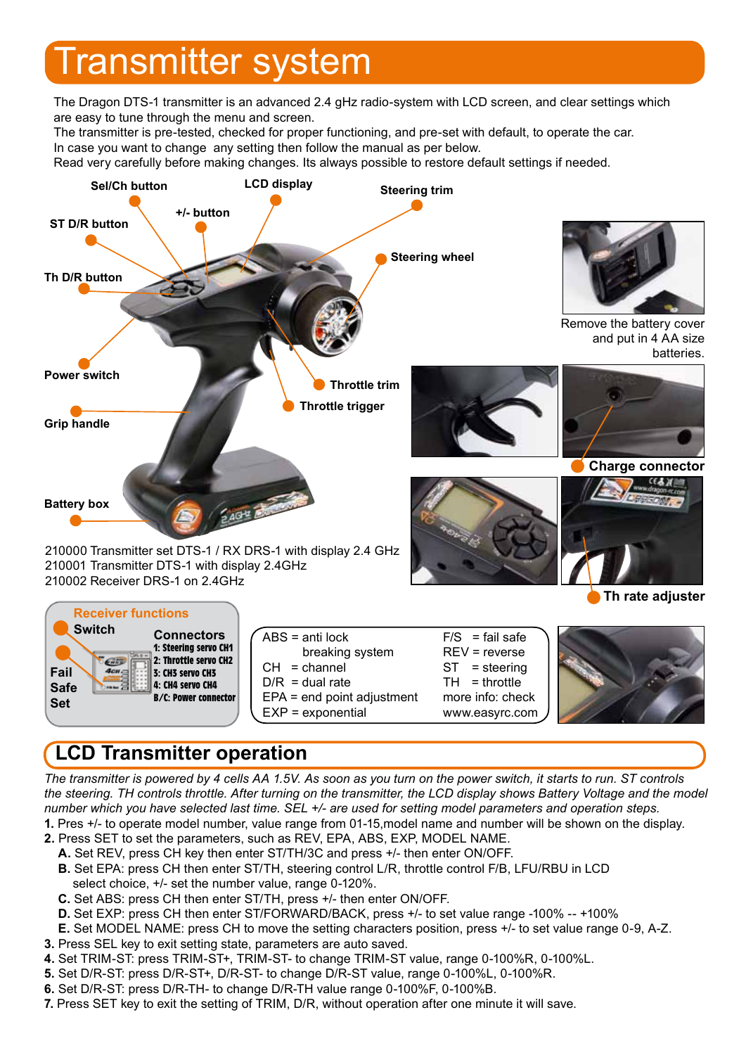# Transmitter system

The Dragon DTS-1 transmitter is an advanced 2.4 gHz radio-system with LCD screen, and clear settings which are easy to tune through the menu and screen.
The transmitter is pre-tested, checked for proper functioning, and pre-set with default, to operate the car.
In case you want to change any setting then follow the manual as per below.
Read very carefully before making changes. Its always possible to restore default settings if needed.

Sel/Ch button, LCD display, Steering trim, +/- button, ST D/R button, Steering wheel, Th D/R button, Power switch, Throttle trim, Throttle trigger, Grip handle, Battery box

Remove the battery cover and put in 4 AA size batteries.

Charge connector

Th rate adjuster

210000 Transmitter set DTS-1 / RX DRS-1 with display 2.4 GHz
210001 Transmitter DTS-1 with display 2.4GHz
210002 Receiver DRS-1 on 2.4GHz

**Receiver functions**

Switch

Fail Safe Set

Connectors
1: Steering servo CH1
2: Throttle servo CH2
3: CH3 servo CH3
4: CH4 servo CH4
B/C: Power connector

| | |
|---|---|
| ABS = anti lock breaking system | F/S = fail safe |
| CH = channel | REV = reverse |
| D/R = dual rate | ST = steering |
| EPA = end point adjustment | TH = throttle |
| EXP = exponential | more info: check www.easyrc.com |

## LCD Transmitter operation

*The transmitter is powered by 4 cells AA 1.5V. As soon as you turn on the power switch, it starts to run. ST controls the steering. TH controls throttle. After turning on the transmitter, the LCD display shows Battery Voltage and the model number which you have selected last time. SEL +/- are used for setting model parameters and operation steps.*

1. Pres +/- to operate model number, value range from 01-15,model name and number will be shown on the display.
2. Press SET to set the parameters, such as REV, EPA, ABS, EXP, MODEL NAME.
   **A.** Set REV, press CH key then enter ST/TH/3C and press +/- then enter ON/OFF.
   **B.** Set EPA: press CH then enter ST/TH, steering control L/R, throttle control F/B, LFU/RBU in LCD select choice, +/- set the number value, range 0-120%.
   **C.** Set ABS: press CH then enter ST/TH, press +/- then enter ON/OFF.
   **D.** Set EXP: press CH then enter ST/FORWARD/BACK, press +/- to set value range -100% -- +100%
   **E.** Set MODEL NAME: press CH to move the setting characters position, press +/- to set value range 0-9, A-Z.
3. Press SEL key to exit setting state, parameters are auto saved.
4. Set TRIM-ST: press TRIM-ST+, TRIM-ST- to change TRIM-ST value, range 0-100%R, 0-100%L.
5. Set D/R-ST: press D/R-ST+, D/R-ST- to change D/R-ST value, range 0-100%L, 0-100%R.
6. Set D/R-ST: press D/R-TH- to change D/R-TH value range 0-100%F, 0-100%B.
7. Press SET key to exit the setting of TRIM, D/R, without operation after one minute it will save.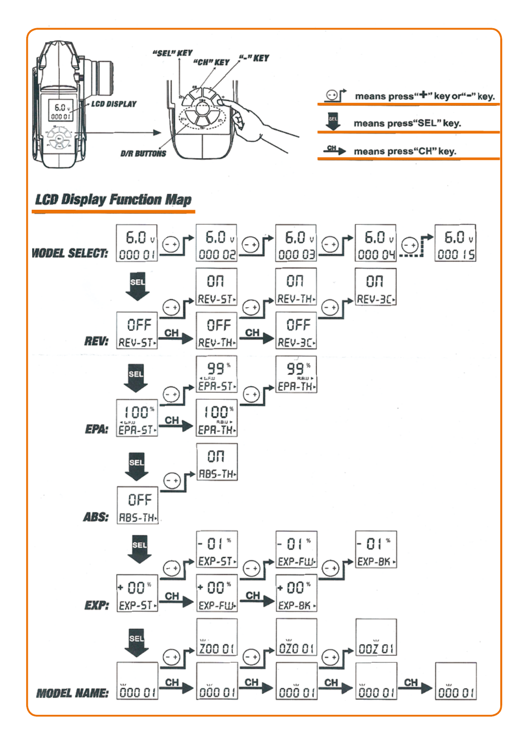"SEL" KEY

"CH" KEY

"-" KEY

LCD DISPLAY

D/R BUTTONS

(-+) means press "+" key or "-" key.

SEL means press "SEL" key.

CH means press "CH" key.

## LCD Display Function Map

**MODEL SELECT:** 6.0 V 000 01 → (-+) → 6.0 V 000 02 → (-+) → 6.0 V 000 03 → (-+) → 6.0 V 000 04 → (-+) ⋯ → 6.0 V 000 15

SEL

**REV:** OFF REV-ST → CH → OFF REV-TH → CH → OFF REV-3C

(-+): OFF REV-ST → ON REV-ST; OFF REV-TH → ON REV-TH; OFF REV-3C → ON REV-3C

SEL

**EPA:** 100% L.F.U EPA-ST → CH → 100% R.B.U EPA-TH

(-+): 100% EPA-ST → 99% L.F.U EPA-ST; 100% EPA-TH → 99% R.B.U EPA-TH

SEL

**ABS:** OFF ABS-TH → (-+) → ON ABS-TH

SEL

**EXP:** +00% EXP-ST → CH → +00% EXP-FW → CH → +00% EXP-BK

(-+): +00% EXP-ST → -01% EXP-ST; +00% EXP-FW → -01% EXP-FW; +00% EXP-BK → -01% EXP-BK

SEL

**MODEL NAME:** 000 01 → CH → 000 01 → CH → 000 01 → CH → 000 01 → CH → 000 01

(-+): 000 01 → Z00 01; 000 01 → 0Z0 01; 000 01 → 00Z 01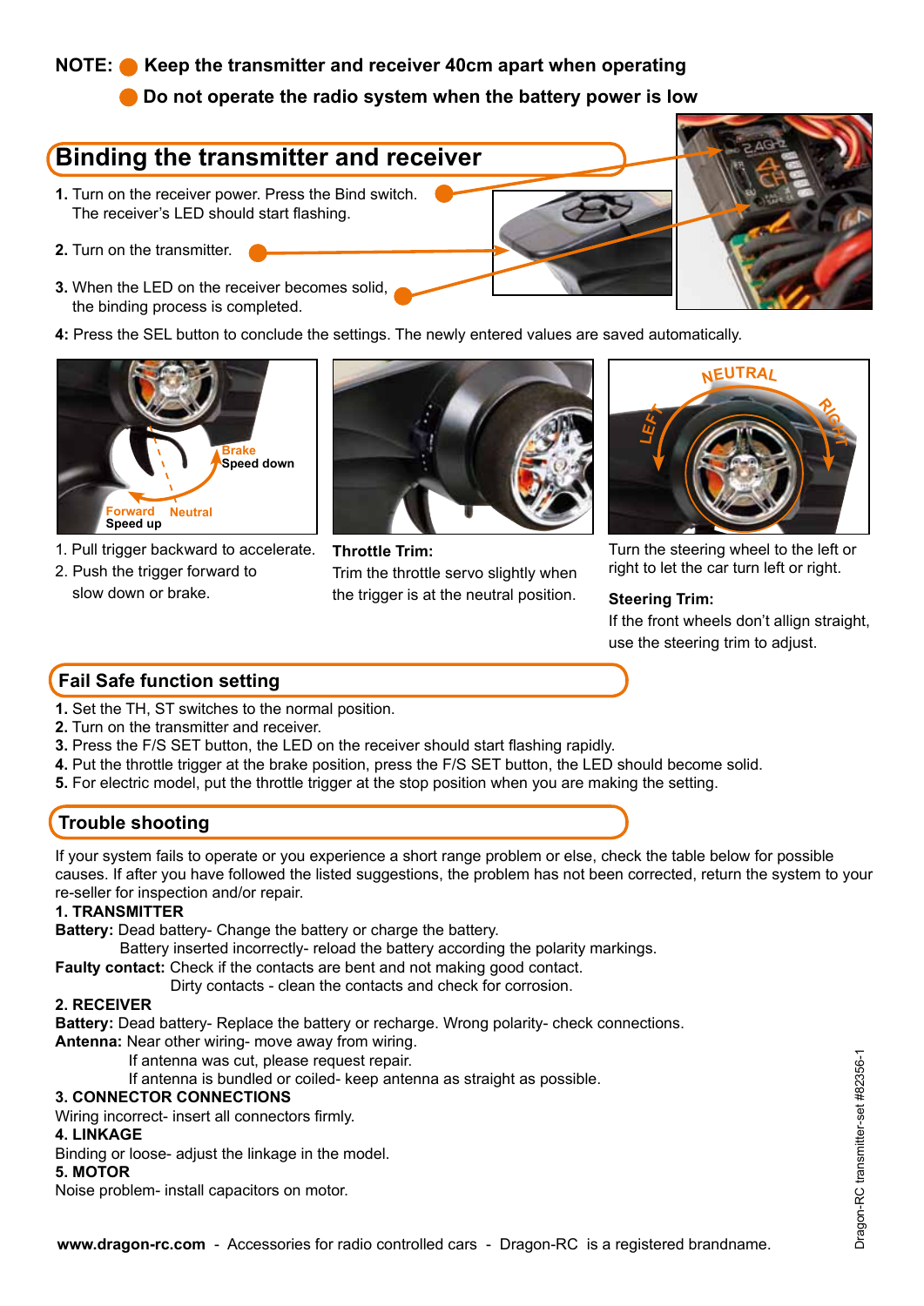**NOTE:** ● **Keep the transmitter and receiver 40cm apart when operating**

● **Do not operate the radio system when the battery power is low**

## Binding the transmitter and receiver

1. Turn on the receiver power. Press the Bind switch. The receiver's LED should start flashing.
2. Turn on the transmitter.
3. When the LED on the receiver becomes solid, the binding process is completed.

**4:** Press the SEL button to conclude the settings. The newly entered values are saved automatically.

Brake
Speed down
Forward
Speed up
Neutral

1. Pull trigger backward to accelerate.
2. Push the trigger forward to slow down or brake.

**Throttle Trim:**
Trim the throttle servo slightly when the trigger is at the neutral position.

NEUTRAL
LEFT
RIGHT

Turn the steering wheel to the left or right to let the car turn left or right.

**Steering Trim:**
If the front wheels don't allign straight, use the steering trim to adjust.

## Fail Safe function setting

1. Set the TH, ST switches to the normal position.
2. Turn on the transmitter and receiver.
3. Press the F/S SET button, the LED on the receiver should start flashing rapidly.
4. Put the throttle trigger at the brake position, press the F/S SET button, the LED should become solid.
5. For electric model, put the throttle trigger at the stop position when you are making the setting.

## Trouble shooting

If your system fails to operate or you experience a short range problem or else, check the table below for possible causes. If after you have followed the listed suggestions, the problem has not been corrected, return the system to your re-seller for inspection and/or repair.

**1. TRANSMITTER**

**Battery:** Dead battery- Change the battery or charge the battery.
Battery inserted incorrectly- reload the battery according the polarity markings.

**Faulty contact:** Check if the contacts are bent and not making good contact.
Dirty contacts - clean the contacts and check for corrosion.

**2. RECEIVER**

**Battery:** Dead battery- Replace the battery or recharge. Wrong polarity- check connections.

**Antenna:** Near other wiring- move away from wiring.
If antenna was cut, please request repair.
If antenna is bundled or coiled- keep antenna as straight as possible.

**3. CONNECTOR CONNECTIONS**

Wiring incorrect- insert all connectors firmly.

**4. LINKAGE**

Binding or loose- adjust the linkage in the model.

**5. MOTOR**

Noise problem- install capacitors on motor.

Dragon-RC transmitter-set #82356-1

**www.dragon-rc.com** - Accessories for radio controlled cars - Dragon-RC is a registered brandname.